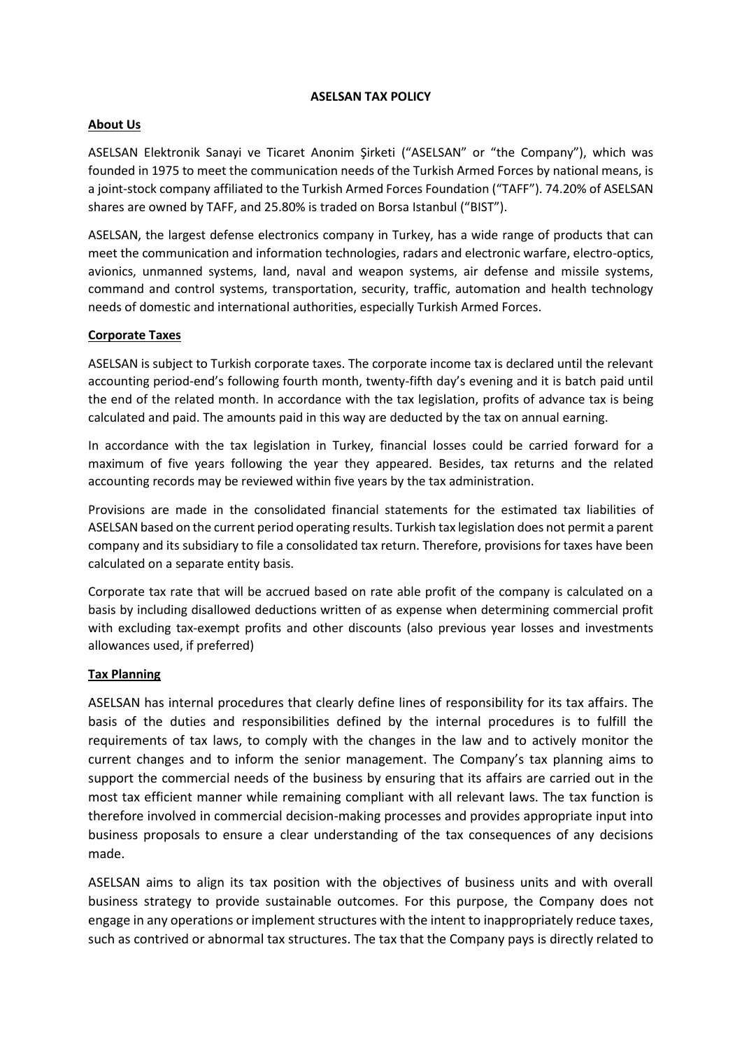# ASELSAN TAX POLICY

## About Us

ASELSAN Elektronik Sanayi ve Ticaret Anonim Şirketi ("ASELSAN" or "the Company"), which was founded in 1975 to meet the communication needs of the Turkish Armed Forces by national means, is a joint-stock company affiliated to the Turkish Armed Forces Foundation ("TAFF"). 74.20% of ASELSAN shares are owned by TAFF, and 25.80% is traded on Borsa Istanbul ("BIST").

ASELSAN, the largest defense electronics company in Turkey, has a wide range of products that can meet the communication and information technologies, radars and electronic warfare, electro-optics, avionics, unmanned systems, land, naval and weapon systems, air defense and missile systems, command and control systems, transportation, security, traffic, automation and health technology needs of domestic and international authorities, especially Turkish Armed Forces.

## Corporate Taxes

ASELSAN is subject to Turkish corporate taxes. The corporate income tax is declared until the relevant accounting period-end's following fourth month, twenty-fifth day's evening and it is batch paid until the end of the related month. In accordance with the tax legislation, profits of advance tax is being calculated and paid. The amounts paid in this way are deducted by the tax on annual earning.

In accordance with the tax legislation in Turkey, financial losses could be carried forward for a maximum of five years following the year they appeared. Besides, tax returns and the related accounting records may be reviewed within five years by the tax administration.

Provisions are made in the consolidated financial statements for the estimated tax liabilities of ASELSAN based on the current period operating results. Turkish tax legislation does not permit a parent company and its subsidiary to file a consolidated tax return. Therefore, provisions for taxes have been calculated on a separate entity basis.

Corporate tax rate that will be accrued based on rate able profit of the company is calculated on a basis by including disallowed deductions written of as expense when determining commercial profit with excluding tax-exempt profits and other discounts (also previous year losses and investments allowances used, if preferred)

## Tax Planning

ASELSAN has internal procedures that clearly define lines of responsibility for its tax affairs. The basis of the duties and responsibilities defined by the internal procedures is to fulfill the requirements of tax laws, to comply with the changes in the law and to actively monitor the current changes and to inform the senior management. The Company's tax planning aims to support the commercial needs of the business by ensuring that its affairs are carried out in the most tax efficient manner while remaining compliant with all relevant laws. The tax function is therefore involved in commercial decision-making processes and provides appropriate input into business proposals to ensure a clear understanding of the tax consequences of any decisions made.

ASELSAN aims to align its tax position with the objectives of business units and with overall business strategy to provide sustainable outcomes. For this purpose, the Company does not engage in any operations or implement structures with the intent to inappropriately reduce taxes, such as contrived or abnormal tax structures. The tax that the Company pays is directly related to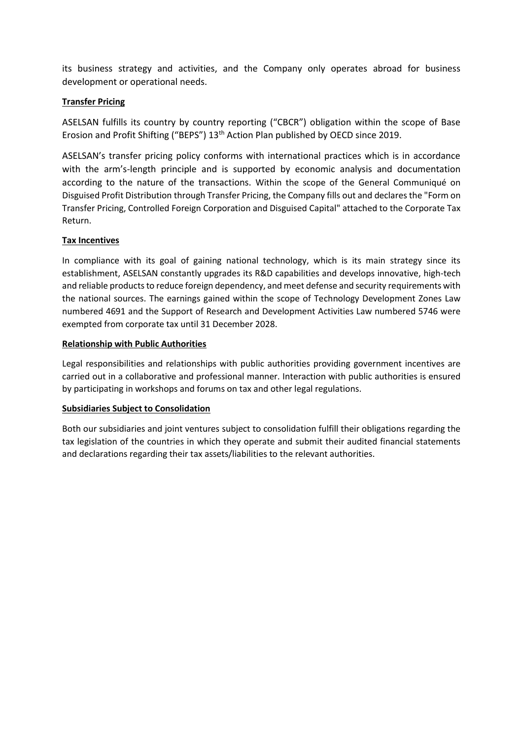its business strategy and activities, and the Company only operates abroad for business development or operational needs.

**Transfer Pricing**

ASELSAN fulfills its country by country reporting ("CBCR") obligation within the scope of Base Erosion and Profit Shifting ("BEPS") 13th Action Plan published by OECD since 2019.

ASELSAN's transfer pricing policy conforms with international practices which is in accordance with the arm's-length principle and is supported by economic analysis and documentation according to the nature of the transactions. Within the scope of the General Communiqué on Disguised Profit Distribution through Transfer Pricing, the Company fills out and declares the "Form on Transfer Pricing, Controlled Foreign Corporation and Disguised Capital" attached to the Corporate Tax Return.

**Tax Incentives**

In compliance with its goal of gaining national technology, which is its main strategy since its establishment, ASELSAN constantly upgrades its R&D capabilities and develops innovative, high-tech and reliable products to reduce foreign dependency, and meet defense and security requirements with the national sources. The earnings gained within the scope of Technology Development Zones Law numbered 4691 and the Support of Research and Development Activities Law numbered 5746 were exempted from corporate tax until 31 December 2028.

**Relationship with Public Authorities**

Legal responsibilities and relationships with public authorities providing government incentives are carried out in a collaborative and professional manner. Interaction with public authorities is ensured by participating in workshops and forums on tax and other legal regulations.

**Subsidiaries Subject to Consolidation**

Both our subsidiaries and joint ventures subject to consolidation fulfill their obligations regarding the tax legislation of the countries in which they operate and submit their audited financial statements and declarations regarding their tax assets/liabilities to the relevant authorities.